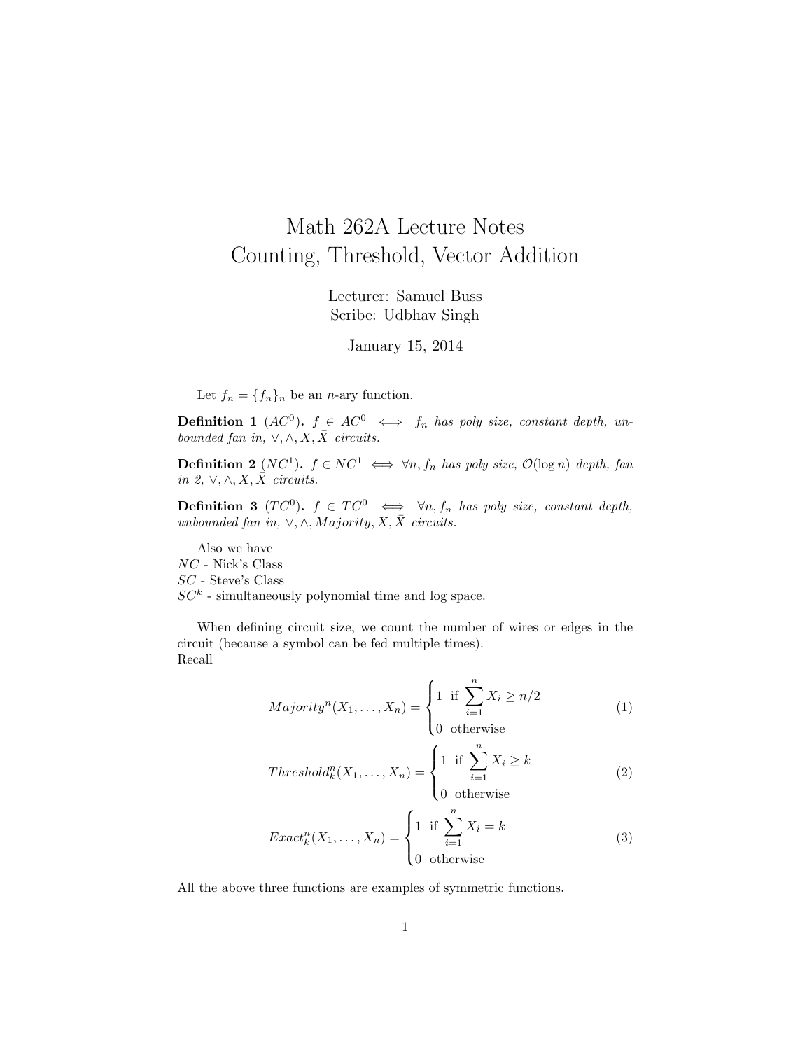# Math 262A Lecture Notes
## Counting, Threshold, Vector Addition

Lecturer: Samuel Buss
Scribe: Udbhav Singh

January 15, 2014

Let $f_n = \{f_n\}_n$ be an $n$-ary function.

**Definition 1** ($AC^0$)**.** *$f \in AC^0 \iff f_n$ has poly size, constant depth, unbounded fan in, $\vee, \wedge, X, \bar{X}$ circuits.*

**Definition 2** ($NC^1$)**.** *$f \in NC^1 \iff \forall n, f_n$ has poly size, $\mathcal{O}(\log n)$ depth, fan in 2, $\vee, \wedge, X, \bar{X}$ circuits.*

**Definition 3** ($TC^0$)**.** *$f \in TC^0 \iff \forall n, f_n$ has poly size, constant depth, unbounded fan in, $\vee, \wedge, Majority, X, \bar{X}$ circuits.*

Also we have
$NC$ - Nick's Class
$SC$ - Steve's Class
$SC^k$ - simultaneously polynomial time and log space.

When defining circuit size, we count the number of wires or edges in the circuit (because a symbol can be fed multiple times).
Recall

$$Majority^n(X_1, \ldots, X_n) = \begin{cases} 1 & \text{if } \sum_{i=1}^{n} X_i \geq n/2 \\ 0 & \text{otherwise} \end{cases} \tag{1}$$

$$Threshold_k^n(X_1, \ldots, X_n) = \begin{cases} 1 & \text{if } \sum_{i=1}^{n} X_i \geq k \\ 0 & \text{otherwise} \end{cases} \tag{2}$$

$$Exact_k^n(X_1, \ldots, X_n) = \begin{cases} 1 & \text{if } \sum_{i=1}^{n} X_i = k \\ 0 & \text{otherwise} \end{cases} \tag{3}$$

All the above three functions are examples of symmetric functions.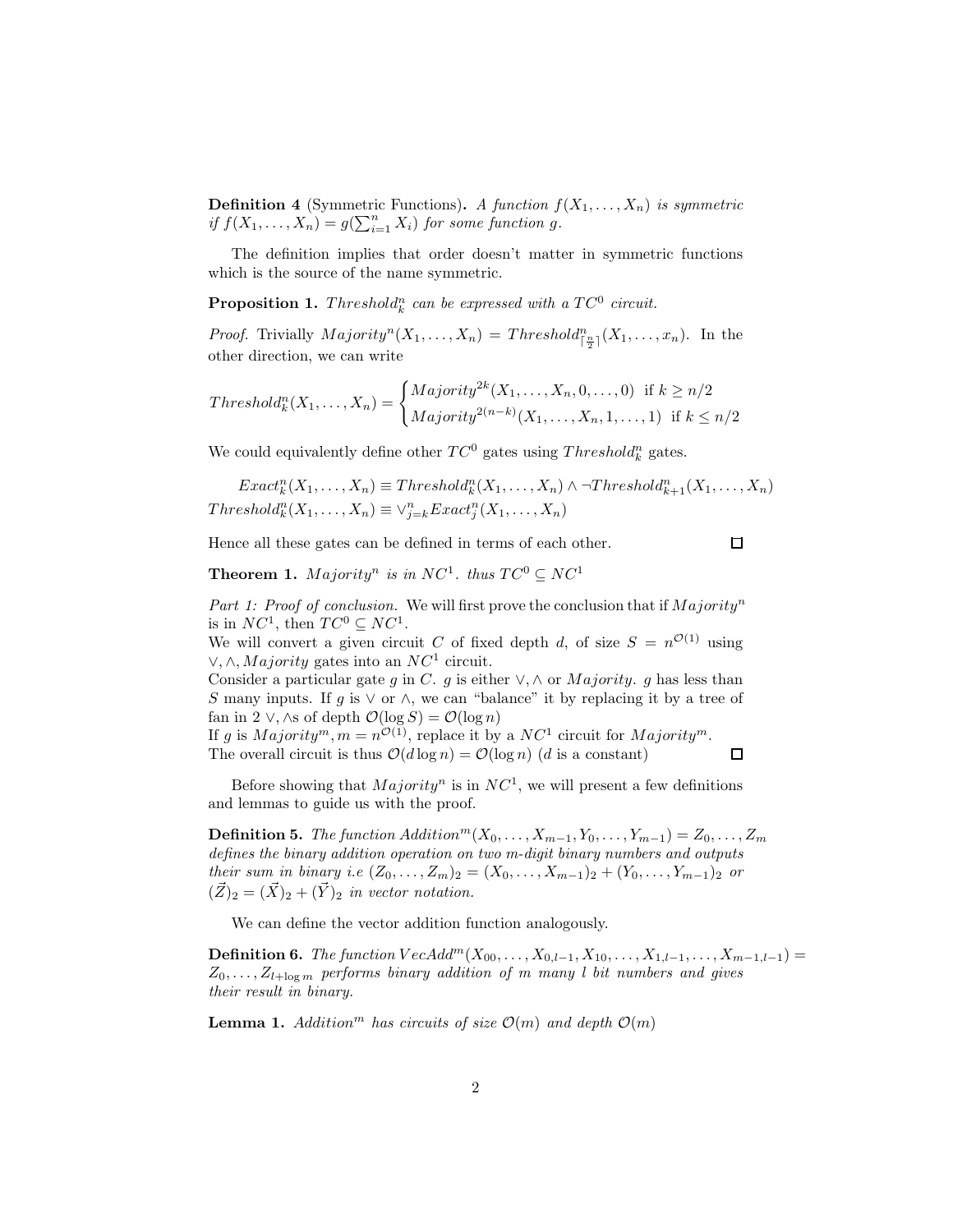**Definition 4** (Symmetric Functions)**.** *A function $f(X_1, \ldots, X_n)$ is symmetric if $f(X_1, \ldots, X_n) = g(\sum_{i=1}^{n} X_i)$ for some function $g$.*

The definition implies that order doesn't matter in symmetric functions which is the source of the name symmetric.

**Proposition 1.** *$Threshold_k^n$ can be expressed with a $TC^0$ circuit.*

*Proof.* Trivially $Majority^n(X_1, \ldots, X_n) = Threshold^n_{\lceil \frac{n}{2} \rceil}(X_1, \ldots, x_n)$. In the other direction, we can write

$$Threshold_k^n(X_1, \ldots, X_n) = \begin{cases} Majority^{2k}(X_1, \ldots, X_n, 0, \ldots, 0) & \text{if } k \geq n/2 \\ Majority^{2(n-k)}(X_1, \ldots, X_n, 1, \ldots, 1) & \text{if } k \leq n/2 \end{cases}$$

We could equivalently define other $TC^0$ gates using $Threshold_k^n$ gates.

$$Exact_k^n(X_1, \ldots, X_n) \equiv Threshold_k^n(X_1, \ldots, X_n) \wedge \neg Threshold_{k+1}^n(X_1, \ldots, X_n)$$
$$Threshold_k^n(X_1, \ldots, X_n) \equiv \vee_{j=k}^{n} Exact_j^n(X_1, \ldots, X_n)$$

Hence all these gates can be defined in terms of each other. □

**Theorem 1.** *$Majority^n$ is in $NC^1$. thus $TC^0 \subseteq NC^1$*

*Part 1: Proof of conclusion.* We will first prove the conclusion that if $Majority^n$ is in $NC^1$, then $TC^0 \subseteq NC^1$.
We will convert a given circuit $C$ of fixed depth $d$, of size $S = n^{\mathcal{O}(1)}$ using $\vee, \wedge, Majority$ gates into an $NC^1$ circuit.
Consider a particular gate $g$ in $C$. $g$ is either $\vee, \wedge$ or $Majority$. $g$ has less than $S$ many inputs. If $g$ is $\vee$ or $\wedge$, we can "balance" it by replacing it by a tree of fan in 2 $\vee, \wedge$s of depth $\mathcal{O}(\log S) = \mathcal{O}(\log n)$
If $g$ is $Majority^m, m = n^{\mathcal{O}(1)}$, replace it by a $NC^1$ circuit for $Majority^m$.
The overall circuit is thus $\mathcal{O}(d \log n) = \mathcal{O}(\log n)$ ($d$ is a constant) □

Before showing that $Majority^n$ is in $NC^1$, we will present a few definitions and lemmas to guide us with the proof.

**Definition 5.** *The function $Addition^m(X_0, \ldots, X_{m-1}, Y_0, \ldots, Y_{m-1}) = Z_0, \ldots, Z_m$ defines the binary addition operation on two $m$-digit binary numbers and outputs their sum in binary i.e $(Z_0, \ldots, Z_m)_2 = (X_0, \ldots, X_{m-1})_2 + (Y_0, \ldots, Y_{m-1})_2$ or $(\vec{Z})_2 = (\vec{X})_2 + (\vec{Y})_2$ in vector notation.*

We can define the vector addition function analogously.

**Definition 6.** *The function $VecAdd^m(X_{00}, \ldots, X_{0,l-1}, X_{10}, \ldots, X_{1,l-1}, \ldots, X_{m-1,l-1}) = Z_0, \ldots, Z_{l+\log m}$ performs binary addition of $m$ many $l$ bit numbers and gives their result in binary.*

**Lemma 1.** *$Addition^m$ has circuits of size $\mathcal{O}(m)$ and depth $\mathcal{O}(m)$*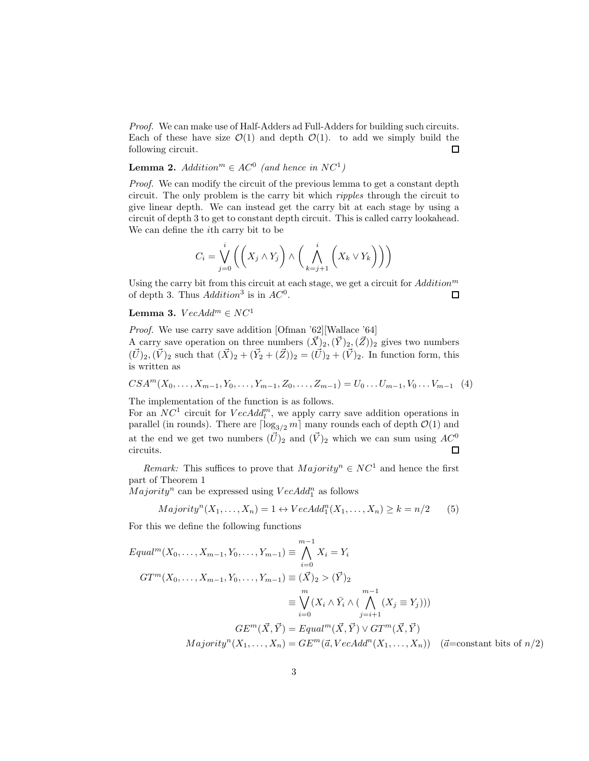*Proof.* We can make use of Half-Adders ad Full-Adders for building such circuits. Each of these have size $\mathcal{O}(1)$ and depth $\mathcal{O}(1)$. to add we simply build the following circuit. □

**Lemma 2.** *Addition*$^m \in AC^0$ *(and hence in* $NC^1$*)*

*Proof.* We can modify the circuit of the previous lemma to get a constant depth circuit. The only problem is the carry bit which *ripples* through the circuit to give linear depth. We can instead get the carry bit at each stage by using a circuit of depth 3 to get to constant depth circuit. This is called carry lookahead. We can define the $i$th carry bit to be

$$C_i = \bigvee_{j=0}^{i} \left( \left( X_j \wedge Y_j \right) \wedge \left( \bigwedge_{k=j+1}^{i} \left( X_k \vee Y_k \right) \right) \right)$$

Using the carry bit from this circuit at each stage, we get a circuit for $Addition^m$ of depth 3. Thus $Addition^3$ is in $AC^0$. □

**Lemma 3.** $VecAdd^m \in NC^1$

*Proof.* We use carry save addition [Ofman '62][Wallace '64]
A carry save operation on three numbers $(\vec{X})_2, (\vec{Y})_2, (\vec{Z}))_2$ gives two numbers $(\vec{U})_2, (\vec{V})_2$ such that $(\vec{X})_2 + (\vec{Y_2} + (\vec{Z})_2) = (\vec{U})_2 + (\vec{V})_2$. In function form, this is written as

$$CSA^m(X_0, \ldots, X_{m-1}, Y_0, \ldots, Y_{m-1}, Z_0, \ldots, Z_{m-1}) = U_0 \ldots U_{m-1}, V_0 \ldots V_{m-1} \quad (4)$$

The implementation of the function is as follows.
For an $NC^1$ circuit for $VecAdd_l^m$, we apply carry save addition operations in parallel (in rounds). There are $\lceil \log_{3/2} m \rceil$ many rounds each of depth $\mathcal{O}(1)$ and at the end we get two numbers $(\vec{U})_2$ and $(\vec{V})_2$ which we can sum using $AC^0$ circuits. □

*Remark:* This suffices to prove that $Majority^n \in NC^1$ and hence the first part of Theorem 1
$Majority^n$ can be expressed using $VecAdd_1^n$ as follows

$$Majority^n(X_1, \ldots, X_n) = 1 \leftrightarrow VecAdd_1^n(X_1, \ldots, X_n) \geq k = n/2 \quad (5)$$

For this we define the following functions

$$\begin{aligned}
Equal^m(X_0, \ldots, X_{m-1}, Y_0, \ldots, Y_{m-1}) &\equiv \bigwedge_{i=0}^{m-1} X_i = Y_i \\
GT^m(X_0, \ldots, X_{m-1}, Y_0, \ldots, Y_{m-1}) &\equiv (\vec{X})_2 > (\vec{Y})_2 \\
&\equiv \bigvee_{i=0}^{m} (X_i \wedge \bar{Y}_i \wedge (\bigwedge_{j=i+1}^{m-1} (X_j \equiv Y_j))) \\
GE^m(\vec{X}, \vec{Y}) &= Equal^m(\vec{X}, \vec{Y}) \vee GT^m(\vec{X}, \vec{Y}) \\
Majority^n(X_1, \ldots, X_n) &= GE^m(\vec{a}, VecAdd^n(X_1, \ldots, X_n)) \quad (\vec{a}\text{=constant bits of } n/2)
\end{aligned}$$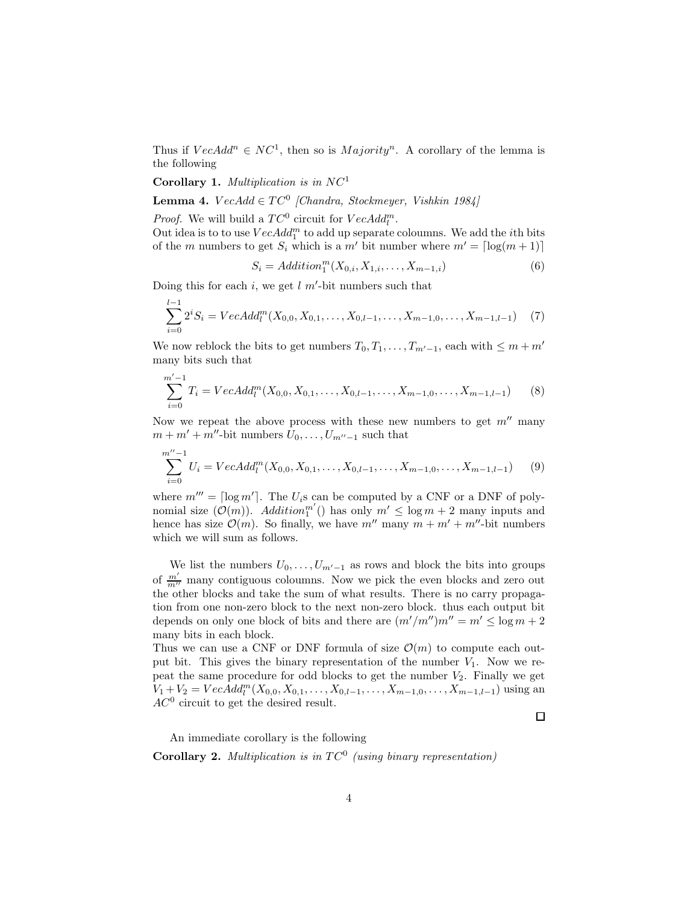Thus if $VecAdd^n \in NC^1$, then so is $Majority^n$. A corollary of the lemma is the following

**Corollary 1.** *Multiplication is in* $NC^1$

**Lemma 4.** $VecAdd \in TC^0$ *[Chandra, Stockmeyer, Vishkin 1984]*

*Proof.* We will build a $TC^0$ circuit for $VecAdd_l^m$.
Out idea is to to use $VecAdd_1^m$ to add up separate coloumns. We add the $i$th bits of the $m$ numbers to get $S_i$ which is a $m'$ bit number where $m' = \lceil \log(m+1) \rceil$

$$S_i = Addition_1^m(X_{0,i}, X_{1,i}, \ldots, X_{m-1,i}) \tag{6}$$

Doing this for each $i$, we get $l$ $m'$-bit numbers such that

$$\sum_{i=0}^{l-1} 2^i S_i = VecAdd_l^m(X_{0,0}, X_{0,1}, \ldots, X_{0,l-1}, \ldots, X_{m-1,0}, \ldots, X_{m-1,l-1}) \tag{7}$$

We now reblock the bits to get numbers $T_0, T_1, \ldots, T_{m'-1}$, each with $\leq m + m'$ many bits such that

$$\sum_{i=0}^{m'-1} T_i = VecAdd_l^m(X_{0,0}, X_{0,1}, \ldots, X_{0,l-1}, \ldots, X_{m-1,0}, \ldots, X_{m-1,l-1}) \tag{8}$$

Now we repeat the above process with these new numbers to get $m''$ many $m + m' + m''$-bit numbers $U_0, \ldots, U_{m''-1}$ such that

$$\sum_{i=0}^{m''-1} U_i = VecAdd_l^m(X_{0,0}, X_{0,1}, \ldots, X_{0,l-1}, \ldots, X_{m-1,0}, \ldots, X_{m-1,l-1}) \tag{9}$$

where $m''' = \lceil \log m' \rceil$. The $U_i$s can be computed by a CNF or a DNF of polynomial size ($\mathcal{O}(m)$). $Addition_1^{m'}()$ has only $m' \leq \log m + 2$ many inputs and hence has size $\mathcal{O}(m)$. So finally, we have $m''$ many $m + m' + m''$-bit numbers which we will sum as follows.

We list the numbers $U_0, \ldots, U_{m'-1}$ as rows and block the bits into groups of $\frac{m'}{m''}$ many contiguous coloumns. Now we pick the even blocks and zero out the other blocks and take the sum of what results. There is no carry propagation from one non-zero block to the next non-zero block. thus each output bit depends on only one block of bits and there are $(m'/m'')m'' = m' \leq \log m + 2$ many bits in each block.
Thus we can use a CNF or DNF formula of size $\mathcal{O}(m)$ to compute each output bit. This gives the binary representation of the number $V_1$. Now we repeat the same procedure for odd blocks to get the number $V_2$. Finally we get $V_1 + V_2 = VecAdd_l^m(X_{0,0}, X_{0,1}, \ldots, X_{0,l-1}, \ldots, X_{m-1,0}, \ldots, X_{m-1,l-1})$ using an $AC^0$ circuit to get the desired result. □

An immediate corollary is the following

**Corollary 2.** *Multiplication is in* $TC^0$ *(using binary representation)*